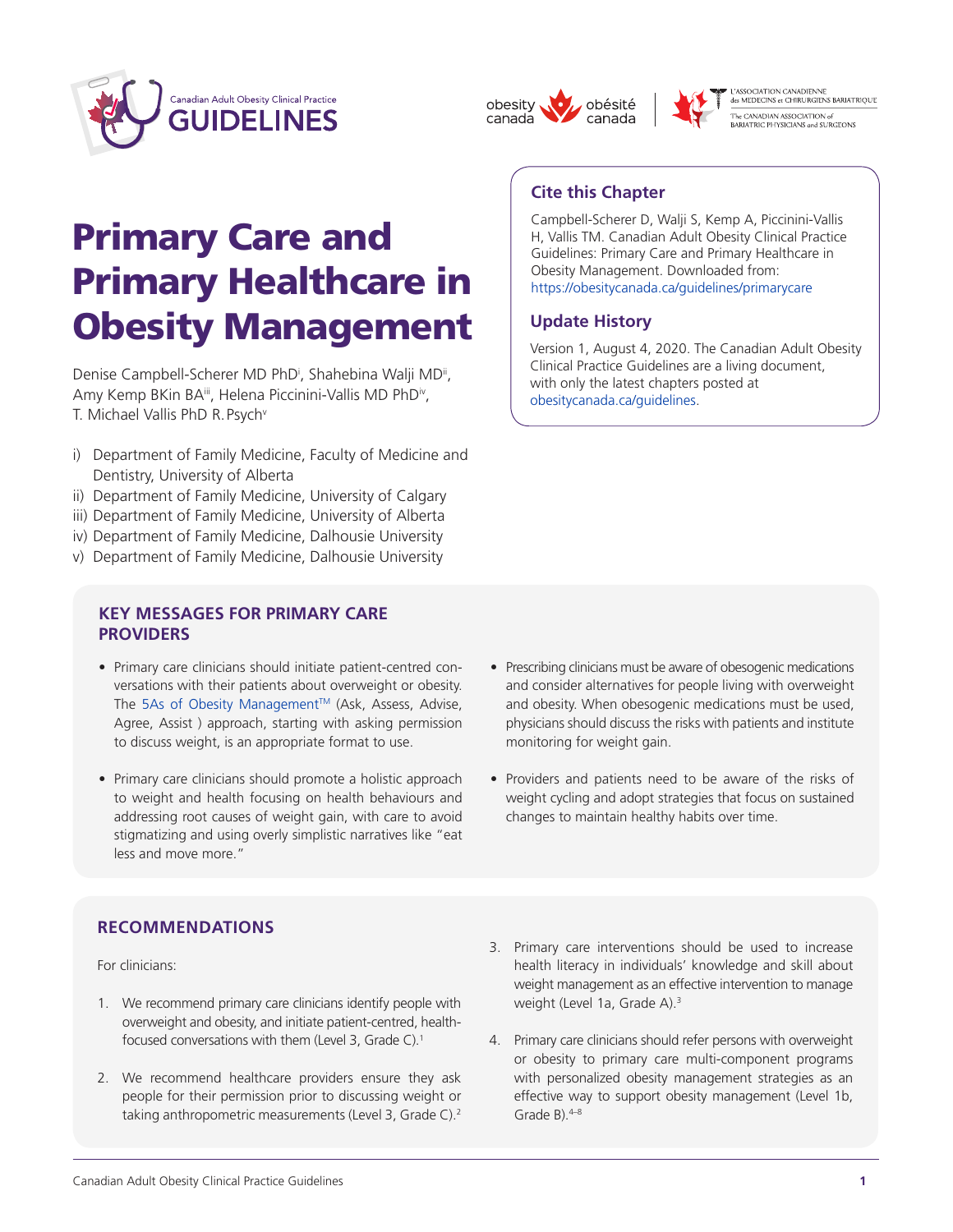# Primary Care and Primary Healthcare in Obesity Management

Denise Campbell-Scherer MD PhD[i], Shahebina Walji MD[ii], Amy Kemp BKin BA[iii], Helena Piccinini-Vallis MD PhD[iv], T. Michael Vallis PhD R. Psych[v]

i) Department of Family Medicine, Faculty of Medicine and Dentistry, University of Alberta
ii) Department of Family Medicine, University of Calgary
iii) Department of Family Medicine, University of Alberta
iv) Department of Family Medicine, Dalhousie University
v) Department of Family Medicine, Dalhousie University

## Cite this Chapter

Campbell-Scherer D, Walji S, Kemp A, Piccinini-Vallis H, Vallis TM. Canadian Adult Obesity Clinical Practice Guidelines: Primary Care and Primary Healthcare in Obesity Management. Downloaded from: https://obesitycanada.ca/guidelines/primarycare

## Update History

Version 1, August 4, 2020. The Canadian Adult Obesity Clinical Practice Guidelines are a living document, with only the latest chapters posted at obesitycanada.ca/guidelines.

## KEY MESSAGES FOR PRIMARY CARE PROVIDERS

- Primary care clinicians should initiate patient-centred conversations with their patients about overweight or obesity. The 5As of Obesity Management™ (Ask, Assess, Advise, Agree, Assist ) approach, starting with asking permission to discuss weight, is an appropriate format to use.
- Primary care clinicians should promote a holistic approach to weight and health focusing on health behaviours and addressing root causes of weight gain, with care to avoid stigmatizing and using overly simplistic narratives like "eat less and move more."
- Prescribing clinicians must be aware of obesogenic medications and consider alternatives for people living with overweight and obesity. When obesogenic medications must be used, physicians should discuss the risks with patients and institute monitoring for weight gain.
- Providers and patients need to be aware of the risks of weight cycling and adopt strategies that focus on sustained changes to maintain healthy habits over time.

## RECOMMENDATIONS

For clinicians:

1. We recommend primary care clinicians identify people with overweight and obesity, and initiate patient-centred, health-focused conversations with them (Level 3, Grade C).[1]
2. We recommend healthcare providers ensure they ask people for their permission prior to discussing weight or taking anthropometric measurements (Level 3, Grade C).[2]
3. Primary care interventions should be used to increase health literacy in individuals' knowledge and skill about weight management as an effective intervention to manage weight (Level 1a, Grade A).[3]
4. Primary care clinicians should refer persons with overweight or obesity to primary care multi-component programs with personalized obesity management strategies as an effective way to support obesity management (Level 1b, Grade B).[4–8]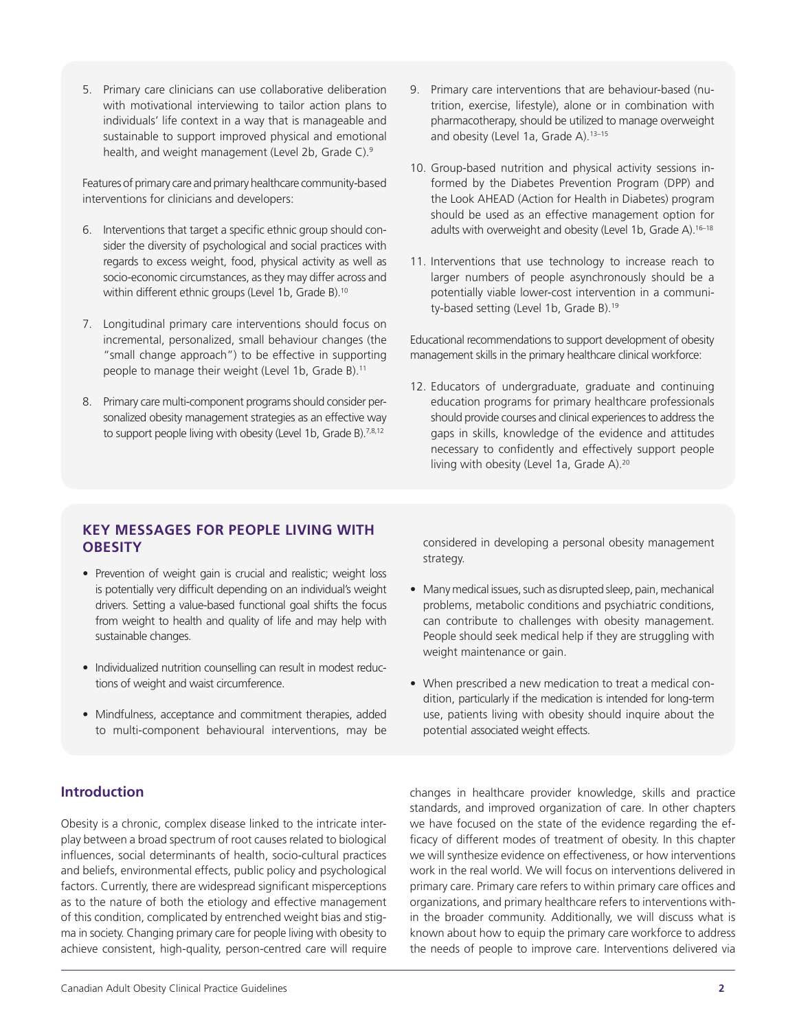5. Primary care clinicians can use collaborative deliberation with motivational interviewing to tailor action plans to individuals' life context in a way that is manageable and sustainable to support improved physical and emotional health, and weight management (Level 2b, Grade C).[9]

Features of primary care and primary healthcare community-based interventions for clinicians and developers:

6. Interventions that target a specific ethnic group should consider the diversity of psychological and social practices with regards to excess weight, food, physical activity as well as socio-economic circumstances, as they may differ across and within different ethnic groups (Level 1b, Grade B).[10]

7. Longitudinal primary care interventions should focus on incremental, personalized, small behaviour changes (the "small change approach") to be effective in supporting people to manage their weight (Level 1b, Grade B).[11]

8. Primary care multi-component programs should consider personalized obesity management strategies as an effective way to support people living with obesity (Level 1b, Grade B).[7,8,12]

9. Primary care interventions that are behaviour-based (nutrition, exercise, lifestyle), alone or in combination with pharmacotherapy, should be utilized to manage overweight and obesity (Level 1a, Grade A).[13–15]

10. Group-based nutrition and physical activity sessions informed by the Diabetes Prevention Program (DPP) and the Look AHEAD (Action for Health in Diabetes) program should be used as an effective management option for adults with overweight and obesity (Level 1b, Grade A).[16–18]

11. Interventions that use technology to increase reach to larger numbers of people asynchronously should be a potentially viable lower-cost intervention in a community-based setting (Level 1b, Grade B).[19]

Educational recommendations to support development of obesity management skills in the primary healthcare clinical workforce:

12. Educators of undergraduate, graduate and continuing education programs for primary healthcare professionals should provide courses and clinical experiences to address the gaps in skills, knowledge of the evidence and attitudes necessary to confidently and effectively support people living with obesity (Level 1a, Grade A).[20]

## KEY MESSAGES FOR PEOPLE LIVING WITH OBESITY

- Prevention of weight gain is crucial and realistic; weight loss is potentially very difficult depending on an individual's weight drivers. Setting a value-based functional goal shifts the focus from weight to health and quality of life and may help with sustainable changes.
- Individualized nutrition counselling can result in modest reductions of weight and waist circumference.
- Mindfulness, acceptance and commitment therapies, added to multi-component behavioural interventions, may be considered in developing a personal obesity management strategy.
- Many medical issues, such as disrupted sleep, pain, mechanical problems, metabolic conditions and psychiatric conditions, can contribute to challenges with obesity management. People should seek medical help if they are struggling with weight maintenance or gain.
- When prescribed a new medication to treat a medical condition, particularly if the medication is intended for long-term use, patients living with obesity should inquire about the potential associated weight effects.

## Introduction

Obesity is a chronic, complex disease linked to the intricate interplay between a broad spectrum of root causes related to biological influences, social determinants of health, socio-cultural practices and beliefs, environmental effects, public policy and psychological factors. Currently, there are widespread significant misperceptions as to the nature of both the etiology and effective management of this condition, complicated by entrenched weight bias and stigma in society. Changing primary care for people living with obesity to achieve consistent, high-quality, person-centred care will require changes in healthcare provider knowledge, skills and practice standards, and improved organization of care. In other chapters we have focused on the state of the evidence regarding the efficacy of different modes of treatment of obesity. In this chapter we will synthesize evidence on effectiveness, or how interventions work in the real world. We will focus on interventions delivered in primary care. Primary care refers to within primary care offices and organizations, and primary healthcare refers to interventions within the broader community. Additionally, we will discuss what is known about how to equip the primary care workforce to address the needs of people to improve care. Interventions delivered via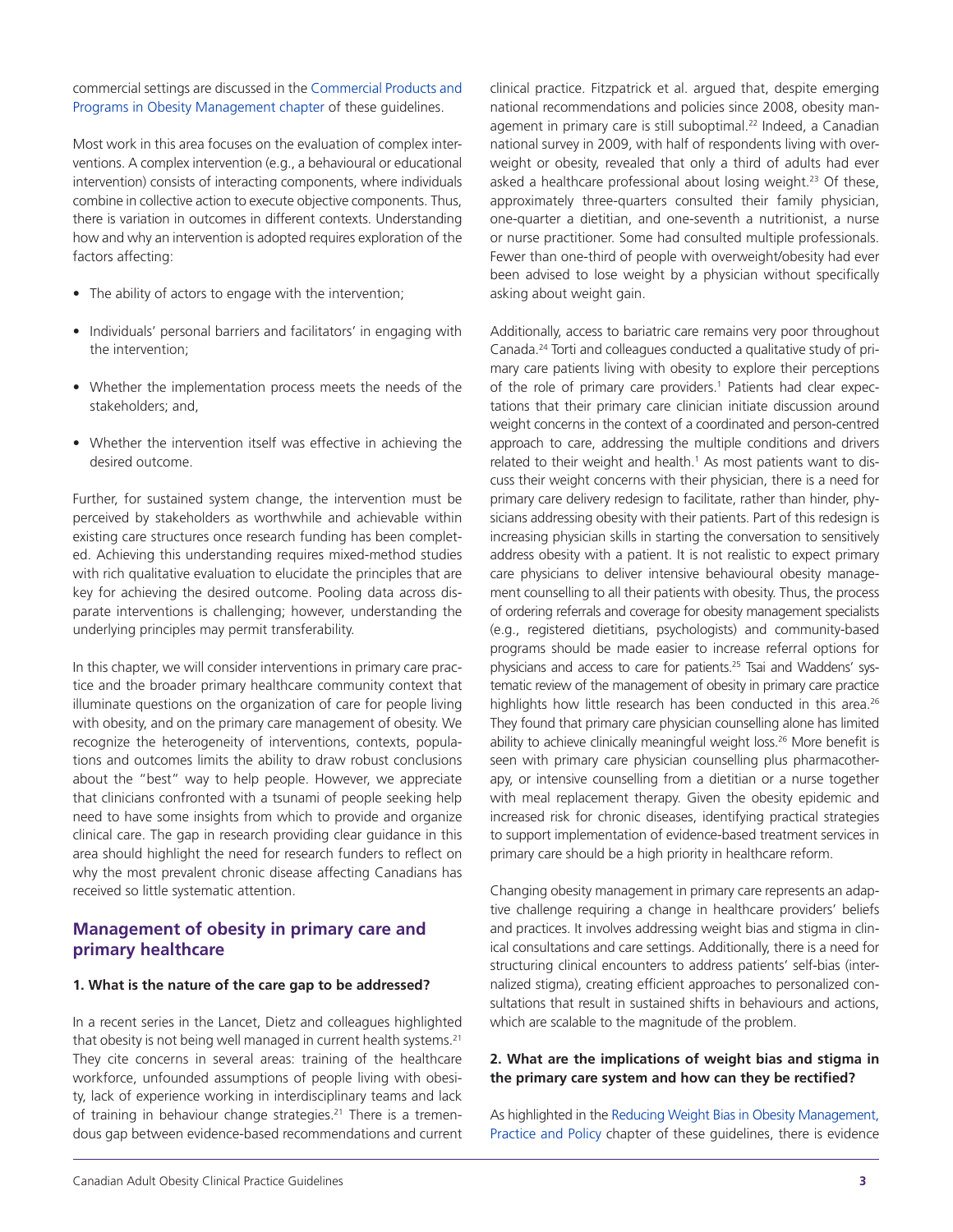commercial settings are discussed in the Commercial Products and Programs in Obesity Management chapter of these guidelines.

Most work in this area focuses on the evaluation of complex interventions. A complex intervention (e.g., a behavioural or educational intervention) consists of interacting components, where individuals combine in collective action to execute objective components. Thus, there is variation in outcomes in different contexts. Understanding how and why an intervention is adopted requires exploration of the factors affecting:

- The ability of actors to engage with the intervention;
- Individuals' personal barriers and facilitators' in engaging with the intervention;
- Whether the implementation process meets the needs of the stakeholders; and,
- Whether the intervention itself was effective in achieving the desired outcome.

Further, for sustained system change, the intervention must be perceived by stakeholders as worthwhile and achievable within existing care structures once research funding has been completed. Achieving this understanding requires mixed-method studies with rich qualitative evaluation to elucidate the principles that are key for achieving the desired outcome. Pooling data across disparate interventions is challenging; however, understanding the underlying principles may permit transferability.

In this chapter, we will consider interventions in primary care practice and the broader primary healthcare community context that illuminate questions on the organization of care for people living with obesity, and on the primary care management of obesity. We recognize the heterogeneity of interventions, contexts, populations and outcomes limits the ability to draw robust conclusions about the "best" way to help people. However, we appreciate that clinicians confronted with a tsunami of people seeking help need to have some insights from which to provide and organize clinical care. The gap in research providing clear guidance in this area should highlight the need for research funders to reflect on why the most prevalent chronic disease affecting Canadians has received so little systematic attention.

## Management of obesity in primary care and primary healthcare

### 1. What is the nature of the care gap to be addressed?

In a recent series in the Lancet, Dietz and colleagues highlighted that obesity is not being well managed in current health systems.[21] They cite concerns in several areas: training of the healthcare workforce, unfounded assumptions of people living with obesity, lack of experience working in interdisciplinary teams and lack of training in behaviour change strategies.[21] There is a tremendous gap between evidence-based recommendations and current clinical practice. Fitzpatrick et al. argued that, despite emerging national recommendations and policies since 2008, obesity management in primary care is still suboptimal.[22] Indeed, a Canadian national survey in 2009, with half of respondents living with overweight or obesity, revealed that only a third of adults had ever asked a healthcare professional about losing weight.[23] Of these, approximately three-quarters consulted their family physician, one-quarter a dietitian, and one-seventh a nutritionist, a nurse or nurse practitioner. Some had consulted multiple professionals. Fewer than one-third of people with overweight/obesity had ever been advised to lose weight by a physician without specifically asking about weight gain.

Additionally, access to bariatric care remains very poor throughout Canada.[24] Torti and colleagues conducted a qualitative study of primary care patients living with obesity to explore their perceptions of the role of primary care providers.[1] Patients had clear expectations that their primary care clinician initiate discussion around weight concerns in the context of a coordinated and person-centred approach to care, addressing the multiple conditions and drivers related to their weight and health.[1] As most patients want to discuss their weight concerns with their physician, there is a need for primary care delivery redesign to facilitate, rather than hinder, physicians addressing obesity with their patients. Part of this redesign is increasing physician skills in starting the conversation to sensitively address obesity with a patient. It is not realistic to expect primary care physicians to deliver intensive behavioural obesity management counselling to all their patients with obesity. Thus, the process of ordering referrals and coverage for obesity management specialists (e.g., registered dietitians, psychologists) and community-based programs should be made easier to increase referral options for physicians and access to care for patients.[25] Tsai and Waddens' systematic review of the management of obesity in primary care practice highlights how little research has been conducted in this area.[26] They found that primary care physician counselling alone has limited ability to achieve clinically meaningful weight loss.[26] More benefit is seen with primary care physician counselling plus pharmacotherapy, or intensive counselling from a dietitian or a nurse together with meal replacement therapy. Given the obesity epidemic and increased risk for chronic diseases, identifying practical strategies to support implementation of evidence-based treatment services in primary care should be a high priority in healthcare reform.

Changing obesity management in primary care represents an adaptive challenge requiring a change in healthcare providers' beliefs and practices. It involves addressing weight bias and stigma in clinical consultations and care settings. Additionally, there is a need for structuring clinical encounters to address patients' self-bias (internalized stigma), creating efficient approaches to personalized consultations that result in sustained shifts in behaviours and actions, which are scalable to the magnitude of the problem.

### 2. What are the implications of weight bias and stigma in the primary care system and how can they be rectified?

As highlighted in the Reducing Weight Bias in Obesity Management, Practice and Policy chapter of these guidelines, there is evidence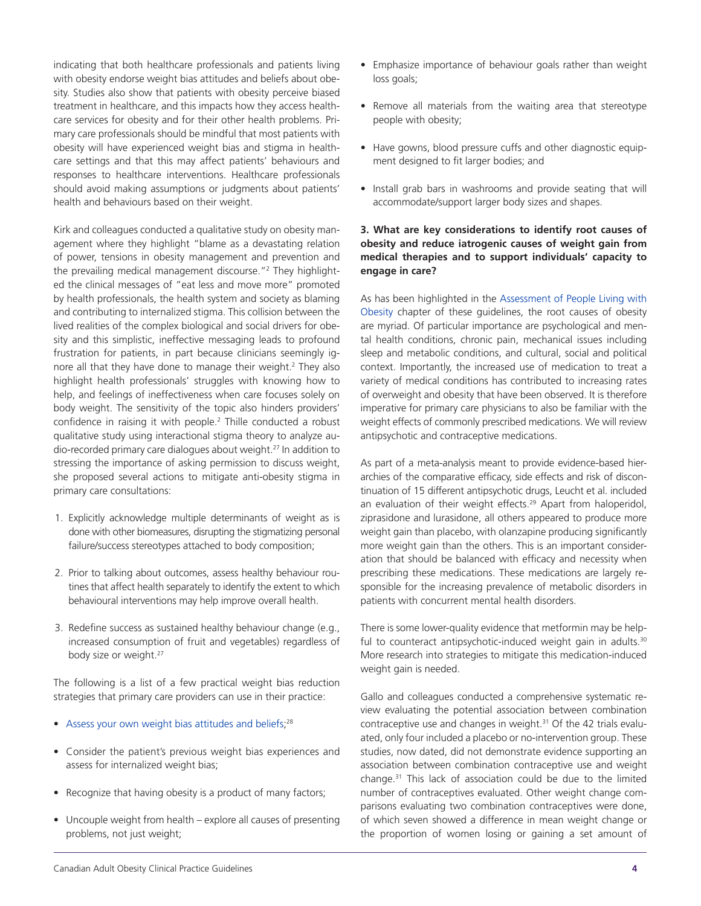indicating that both healthcare professionals and patients living with obesity endorse weight bias attitudes and beliefs about obesity. Studies also show that patients with obesity perceive biased treatment in healthcare, and this impacts how they access healthcare services for obesity and for their other health problems. Primary care professionals should be mindful that most patients with obesity will have experienced weight bias and stigma in healthcare settings and that this may affect patients' behaviours and responses to healthcare interventions. Healthcare professionals should avoid making assumptions or judgments about patients' health and behaviours based on their weight.

Kirk and colleagues conducted a qualitative study on obesity management where they highlight "blame as a devastating relation of power, tensions in obesity management and prevention and the prevailing medical management discourse."[2] They highlighted the clinical messages of "eat less and move more" promoted by health professionals, the health system and society as blaming and contributing to internalized stigma. This collision between the lived realities of the complex biological and social drivers for obesity and this simplistic, ineffective messaging leads to profound frustration for patients, in part because clinicians seemingly ignore all that they have done to manage their weight.[2] They also highlight health professionals' struggles with knowing how to help, and feelings of ineffectiveness when care focuses solely on body weight. The sensitivity of the topic also hinders providers' confidence in raising it with people.[2] Thille conducted a robust qualitative study using interactional stigma theory to analyze audio-recorded primary care dialogues about weight.[27] In addition to stressing the importance of asking permission to discuss weight, she proposed several actions to mitigate anti-obesity stigma in primary care consultations:

1. Explicitly acknowledge multiple determinants of weight as is done with other biomeasures, disrupting the stigmatizing personal failure/success stereotypes attached to body composition;
2. Prior to talking about outcomes, assess healthy behaviour routines that affect health separately to identify the extent to which behavioural interventions may help improve overall health.
3. Redefine success as sustained healthy behaviour change (e.g., increased consumption of fruit and vegetables) regardless of body size or weight.[27]

The following is a list of a few practical weight bias reduction strategies that primary care providers can use in their practice:

- Assess your own weight bias attitudes and beliefs;[28]
- Consider the patient's previous weight bias experiences and assess for internalized weight bias;
- Recognize that having obesity is a product of many factors;
- Uncouple weight from health – explore all causes of presenting problems, not just weight;
- Emphasize importance of behaviour goals rather than weight loss goals;
- Remove all materials from the waiting area that stereotype people with obesity;
- Have gowns, blood pressure cuffs and other diagnostic equipment designed to fit larger bodies; and
- Install grab bars in washrooms and provide seating that will accommodate/support larger body sizes and shapes.

**3. What are key considerations to identify root causes of obesity and reduce iatrogenic causes of weight gain from medical therapies and to support individuals' capacity to engage in care?**

As has been highlighted in the Assessment of People Living with Obesity chapter of these guidelines, the root causes of obesity are myriad. Of particular importance are psychological and mental health conditions, chronic pain, mechanical issues including sleep and metabolic conditions, and cultural, social and political context. Importantly, the increased use of medication to treat a variety of medical conditions has contributed to increasing rates of overweight and obesity that have been observed. It is therefore imperative for primary care physicians to also be familiar with the weight effects of commonly prescribed medications. We will review antipsychotic and contraceptive medications.

As part of a meta-analysis meant to provide evidence-based hierarchies of the comparative efficacy, side effects and risk of discontinuation of 15 different antipsychotic drugs, Leucht et al. included an evaluation of their weight effects.[29] Apart from haloperidol, ziprasidone and lurasidone, all others appeared to produce more weight gain than placebo, with olanzapine producing significantly more weight gain than the others. This is an important consideration that should be balanced with efficacy and necessity when prescribing these medications. These medications are largely responsible for the increasing prevalence of metabolic disorders in patients with concurrent mental health disorders.

There is some lower-quality evidence that metformin may be helpful to counteract antipsychotic-induced weight gain in adults.[30] More research into strategies to mitigate this medication-induced weight gain is needed.

Gallo and colleagues conducted a comprehensive systematic review evaluating the potential association between combination contraceptive use and changes in weight.[31] Of the 42 trials evaluated, only four included a placebo or no-intervention group. These studies, now dated, did not demonstrate evidence supporting an association between combination contraceptive use and weight change.[31] This lack of association could be due to the limited number of contraceptives evaluated. Other weight change comparisons evaluating two combination contraceptives were done, of which seven showed a difference in mean weight change or the proportion of women losing or gaining a set amount of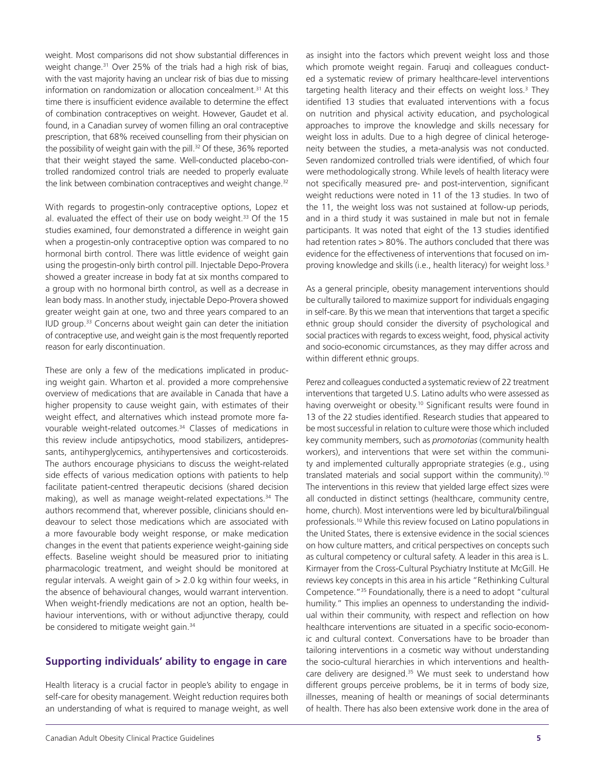weight. Most comparisons did not show substantial differences in weight change.[31] Over 25% of the trials had a high risk of bias, with the vast majority having an unclear risk of bias due to missing information on randomization or allocation concealment.[31] At this time there is insufficient evidence available to determine the effect of combination contraceptives on weight. However, Gaudet et al. found, in a Canadian survey of women filling an oral contraceptive prescription, that 68% received counselling from their physician on the possibility of weight gain with the pill.[32] Of these, 36% reported that their weight stayed the same. Well-conducted placebo-controlled randomized control trials are needed to properly evaluate the link between combination contraceptives and weight change.[32]

With regards to progestin-only contraceptive options, Lopez et al. evaluated the effect of their use on body weight.[33] Of the 15 studies examined, four demonstrated a difference in weight gain when a progestin-only contraceptive option was compared to no hormonal birth control. There was little evidence of weight gain using the progestin-only birth control pill. Injectable Depo-Provera showed a greater increase in body fat at six months compared to a group with no hormonal birth control, as well as a decrease in lean body mass. In another study, injectable Depo-Provera showed greater weight gain at one, two and three years compared to an IUD group.[33] Concerns about weight gain can deter the initiation of contraceptive use, and weight gain is the most frequently reported reason for early discontinuation.

These are only a few of the medications implicated in producing weight gain. Wharton et al. provided a more comprehensive overview of medications that are available in Canada that have a higher propensity to cause weight gain, with estimates of their weight effect, and alternatives which instead promote more favourable weight-related outcomes.[34] Classes of medications in this review include antipsychotics, mood stabilizers, antidepressants, antihyperglycemics, antihypertensives and corticosteroids. The authors encourage physicians to discuss the weight-related side effects of various medication options with patients to help facilitate patient-centred therapeutic decisions (shared decision making), as well as manage weight-related expectations.[34] The authors recommend that, wherever possible, clinicians should endeavour to select those medications which are associated with a more favourable body weight response, or make medication changes in the event that patients experience weight-gaining side effects. Baseline weight should be measured prior to initiating pharmacologic treatment, and weight should be monitored at regular intervals. A weight gain of > 2.0 kg within four weeks, in the absence of behavioural changes, would warrant intervention. When weight-friendly medications are not an option, health behaviour interventions, with or without adjunctive therapy, could be considered to mitigate weight gain.[34]

## Supporting individuals' ability to engage in care

Health literacy is a crucial factor in people's ability to engage in self-care for obesity management. Weight reduction requires both an understanding of what is required to manage weight, as well as insight into the factors which prevent weight loss and those which promote weight regain. Faruqi and colleagues conducted a systematic review of primary healthcare-level interventions targeting health literacy and their effects on weight loss.[3] They identified 13 studies that evaluated interventions with a focus on nutrition and physical activity education, and psychological approaches to improve the knowledge and skills necessary for weight loss in adults. Due to a high degree of clinical heterogeneity between the studies, a meta-analysis was not conducted. Seven randomized controlled trials were identified, of which four were methodologically strong. While levels of health literacy were not specifically measured pre- and post-intervention, significant weight reductions were noted in 11 of the 13 studies. In two of the 11, the weight loss was not sustained at follow-up periods, and in a third study it was sustained in male but not in female participants. It was noted that eight of the 13 studies identified had retention rates > 80%. The authors concluded that there was evidence for the effectiveness of interventions that focused on improving knowledge and skills (i.e., health literacy) for weight loss.[3]

As a general principle, obesity management interventions should be culturally tailored to maximize support for individuals engaging in self-care. By this we mean that interventions that target a specific ethnic group should consider the diversity of psychological and social practices with regards to excess weight, food, physical activity and socio-economic circumstances, as they may differ across and within different ethnic groups.

Perez and colleagues conducted a systematic review of 22 treatment interventions that targeted U.S. Latino adults who were assessed as having overweight or obesity.[10] Significant results were found in 13 of the 22 studies identified. Research studies that appeared to be most successful in relation to culture were those which included key community members, such as *promotorias* (community health workers), and interventions that were set within the community and implemented culturally appropriate strategies (e.g., using translated materials and social support within the community).[10] The interventions in this review that yielded large effect sizes were all conducted in distinct settings (healthcare, community centre, home, church). Most interventions were led by bicultural/bilingual professionals.[10] While this review focused on Latino populations in the United States, there is extensive evidence in the social sciences on how culture matters, and critical perspectives on concepts such as cultural competency or cultural safety. A leader in this area is L. Kirmayer from the Cross-Cultural Psychiatry Institute at McGill. He reviews key concepts in this area in his article "Rethinking Cultural Competence."[35] Foundationally, there is a need to adopt "cultural humility." This implies an openness to understanding the individual within their community, with respect and reflection on how healthcare interventions are situated in a specific socio-economic and cultural context. Conversations have to be broader than tailoring interventions in a cosmetic way without understanding the socio-cultural hierarchies in which interventions and healthcare delivery are designed.[35] We must seek to understand how different groups perceive problems, be it in terms of body size, illnesses, meaning of health or meanings of social determinants of health. There has also been extensive work done in the area of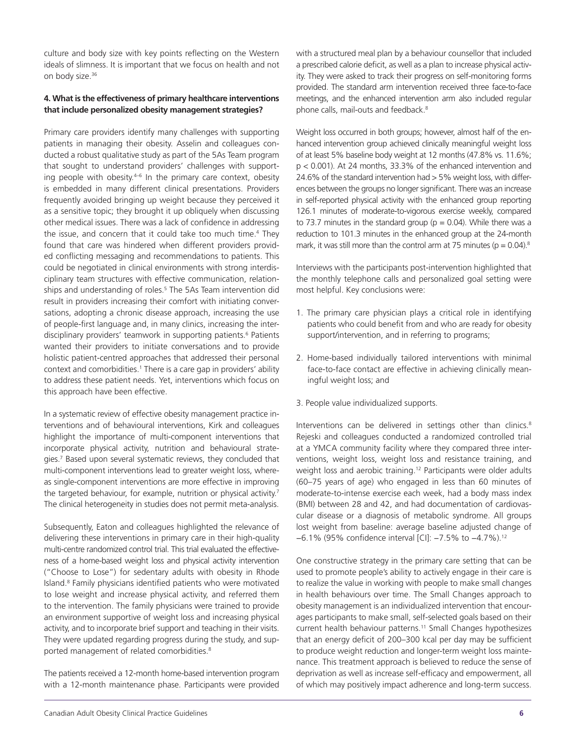culture and body size with key points reflecting on the Western ideals of slimness. It is important that we focus on health and not on body size.[36]

### 4. What is the effectiveness of primary healthcare interventions that include personalized obesity management strategies?

Primary care providers identify many challenges with supporting patients in managing their obesity. Asselin and colleagues conducted a robust qualitative study as part of the 5As Team program that sought to understand providers' challenges with supporting people with obesity.[4–6] In the primary care context, obesity is embedded in many different clinical presentations. Providers frequently avoided bringing up weight because they perceived it as a sensitive topic; they brought it up obliquely when discussing other medical issues. There was a lack of confidence in addressing the issue, and concern that it could take too much time.[4] They found that care was hindered when different providers provided conflicting messaging and recommendations to patients. This could be negotiated in clinical environments with strong interdisciplinary team structures with effective communication, relationships and understanding of roles.[5] The 5As Team intervention did result in providers increasing their comfort with initiating conversations, adopting a chronic disease approach, increasing the use of people-first language and, in many clinics, increasing the interdisciplinary providers' teamwork in supporting patients.[6] Patients wanted their providers to initiate conversations and to provide holistic patient-centred approaches that addressed their personal context and comorbidities.[1] There is a care gap in providers' ability to address these patient needs. Yet, interventions which focus on this approach have been effective.

In a systematic review of effective obesity management practice interventions and of behavioural interventions, Kirk and colleagues highlight the importance of multi-component interventions that incorporate physical activity, nutrition and behavioural strategies.[7] Based upon several systematic reviews, they concluded that multi-component interventions lead to greater weight loss, whereas single-component interventions are more effective in improving the targeted behaviour, for example, nutrition or physical activity.[7] The clinical heterogeneity in studies does not permit meta-analysis.

Subsequently, Eaton and colleagues highlighted the relevance of delivering these interventions in primary care in their high-quality multi-centre randomized control trial. This trial evaluated the effectiveness of a home-based weight loss and physical activity intervention ("Choose to Lose") for sedentary adults with obesity in Rhode Island.[8] Family physicians identified patients who were motivated to lose weight and increase physical activity, and referred them to the intervention. The family physicians were trained to provide an environment supportive of weight loss and increasing physical activity, and to incorporate brief support and teaching in their visits. They were updated regarding progress during the study, and supported management of related comorbidities.[8]

The patients received a 12-month home-based intervention program with a 12-month maintenance phase. Participants were provided with a structured meal plan by a behaviour counsellor that included a prescribed calorie deficit, as well as a plan to increase physical activity. They were asked to track their progress on self-monitoring forms provided. The standard arm intervention received three face-to-face meetings, and the enhanced intervention arm also included regular phone calls, mail-outs and feedback.[8]

Weight loss occurred in both groups; however, almost half of the enhanced intervention group achieved clinically meaningful weight loss of at least 5% baseline body weight at 12 months (47.8% vs. 11.6%; $p < 0.001$). At 24 months, 33.3% of the enhanced intervention and 24.6% of the standard intervention had > 5% weight loss, with differences between the groups no longer significant. There was an increase in self-reported physical activity with the enhanced group reporting 126.1 minutes of moderate-to-vigorous exercise weekly, compared to 73.7 minutes in the standard group ($p = 0.04$). While there was a reduction to 101.3 minutes in the enhanced group at the 24-month mark, it was still more than the control arm at 75 minutes ($p = 0.04$).[8]

Interviews with the participants post-intervention highlighted that the monthly telephone calls and personalized goal setting were most helpful. Key conclusions were:

1. The primary care physician plays a critical role in identifying patients who could benefit from and who are ready for obesity support/intervention, and in referring to programs;
2. Home-based individually tailored interventions with minimal face-to-face contact are effective in achieving clinically meaningful weight loss; and
3. People value individualized supports.

Interventions can be delivered in settings other than clinics.[8] Rejeski and colleagues conducted a randomized controlled trial at a YMCA community facility where they compared three interventions, weight loss, weight loss and resistance training, and weight loss and aerobic training.[12] Participants were older adults (60–75 years of age) who engaged in less than 60 minutes of moderate-to-intense exercise each week, had a body mass index (BMI) between 28 and 42, and had documentation of cardiovascular disease or a diagnosis of metabolic syndrome. All groups lost weight from baseline: average baseline adjusted change of −6.1% (95% confidence interval [CI]: −7.5% to −4.7%).[12]

One constructive strategy in the primary care setting that can be used to promote people's ability to actively engage in their care is to realize the value in working with people to make small changes in health behaviours over time. The Small Changes approach to obesity management is an individualized intervention that encourages participants to make small, self-selected goals based on their current health behaviour patterns.[11] Small Changes hypothesizes that an energy deficit of 200–300 kcal per day may be sufficient to produce weight reduction and longer-term weight loss maintenance. This treatment approach is believed to reduce the sense of deprivation as well as increase self-efficacy and empowerment, all of which may positively impact adherence and long-term success.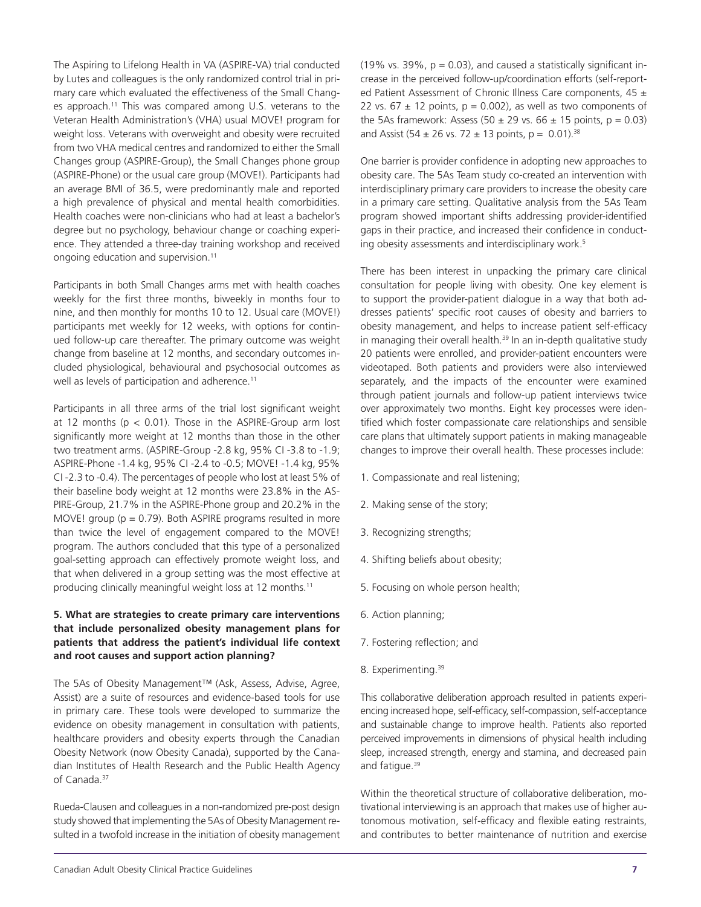The Aspiring to Lifelong Health in VA (ASPIRE-VA) trial conducted by Lutes and colleagues is the only randomized control trial in primary care which evaluated the effectiveness of the Small Changes approach.[11] This was compared among U.S. veterans to the Veteran Health Administration's (VHA) usual MOVE! program for weight loss. Veterans with overweight and obesity were recruited from two VHA medical centres and randomized to either the Small Changes group (ASPIRE-Group), the Small Changes phone group (ASPIRE-Phone) or the usual care group (MOVE!). Participants had an average BMI of 36.5, were predominantly male and reported a high prevalence of physical and mental health comorbidities. Health coaches were non-clinicians who had at least a bachelor's degree but no psychology, behaviour change or coaching experience. They attended a three-day training workshop and received ongoing education and supervision.[11]

Participants in both Small Changes arms met with health coaches weekly for the first three months, biweekly in months four to nine, and then monthly for months 10 to 12. Usual care (MOVE!) participants met weekly for 12 weeks, with options for continued follow-up care thereafter. The primary outcome was weight change from baseline at 12 months, and secondary outcomes included physiological, behavioural and psychosocial outcomes as well as levels of participation and adherence.[11]

Participants in all three arms of the trial lost significant weight at 12 months ($p < 0.01$). Those in the ASPIRE-Group arm lost significantly more weight at 12 months than those in the other two treatment arms. (ASPIRE-Group -2.8 kg, 95% CI -3.8 to -1.9; ASPIRE-Phone -1.4 kg, 95% CI -2.4 to -0.5; MOVE! -1.4 kg, 95% CI -2.3 to -0.4). The percentages of people who lost at least 5% of their baseline body weight at 12 months were 23.8% in the ASPIRE-Group, 21.7% in the ASPIRE-Phone group and 20.2% in the MOVE! group ($p = 0.79$). Both ASPIRE programs resulted in more than twice the level of engagement compared to the MOVE! program. The authors concluded that this type of a personalized goal-setting approach can effectively promote weight loss, and that when delivered in a group setting was the most effective at producing clinically meaningful weight loss at 12 months.[11]

### 5. What are strategies to create primary care interventions that include personalized obesity management plans for patients that address the patient's individual life context and root causes and support action planning?

The 5As of Obesity Management™ (Ask, Assess, Advise, Agree, Assist) are a suite of resources and evidence-based tools for use in primary care. These tools were developed to summarize the evidence on obesity management in consultation with patients, healthcare providers and obesity experts through the Canadian Obesity Network (now Obesity Canada), supported by the Canadian Institutes of Health Research and the Public Health Agency of Canada.[37]

Rueda-Clausen and colleagues in a non-randomized pre-post design study showed that implementing the 5As of Obesity Management resulted in a twofold increase in the initiation of obesity management (19% vs. 39%, $p = 0.03$), and caused a statistically significant increase in the perceived follow-up/coordination efforts (self-reported Patient Assessment of Chronic Illness Care components, $45 \pm 22$ vs. $67 \pm 12$ points, $p = 0.002$), as well as two components of the 5As framework: Assess ($50 \pm 29$ vs. $66 \pm 15$ points, $p = 0.03$) and Assist ($54 \pm 26$ vs. $72 \pm 13$ points, $p = 0.01$).[38]

One barrier is provider confidence in adopting new approaches to obesity care. The 5As Team study co-created an intervention with interdisciplinary primary care providers to increase the obesity care in a primary care setting. Qualitative analysis from the 5As Team program showed important shifts addressing provider-identified gaps in their practice, and increased their confidence in conducting obesity assessments and interdisciplinary work.[5]

There has been interest in unpacking the primary care clinical consultation for people living with obesity. One key element is to support the provider-patient dialogue in a way that both addresses patients' specific root causes of obesity and barriers to obesity management, and helps to increase patient self-efficacy in managing their overall health.[39] In an in-depth qualitative study 20 patients were enrolled, and provider-patient encounters were videotaped. Both patients and providers were also interviewed separately, and the impacts of the encounter were examined through patient journals and follow-up patient interviews twice over approximately two months. Eight key processes were identified which foster compassionate care relationships and sensible care plans that ultimately support patients in making manageable changes to improve their overall health. These processes include:

1. Compassionate and real listening;
2. Making sense of the story;
3. Recognizing strengths;
4. Shifting beliefs about obesity;
5. Focusing on whole person health;
6. Action planning;
7. Fostering reflection; and
8. Experimenting.[39]

This collaborative deliberation approach resulted in patients experiencing increased hope, self-efficacy, self-compassion, self-acceptance and sustainable change to improve health. Patients also reported perceived improvements in dimensions of physical health including sleep, increased strength, energy and stamina, and decreased pain and fatigue.[39]

Within the theoretical structure of collaborative deliberation, motivational interviewing is an approach that makes use of higher autonomous motivation, self-efficacy and flexible eating restraints, and contributes to better maintenance of nutrition and exercise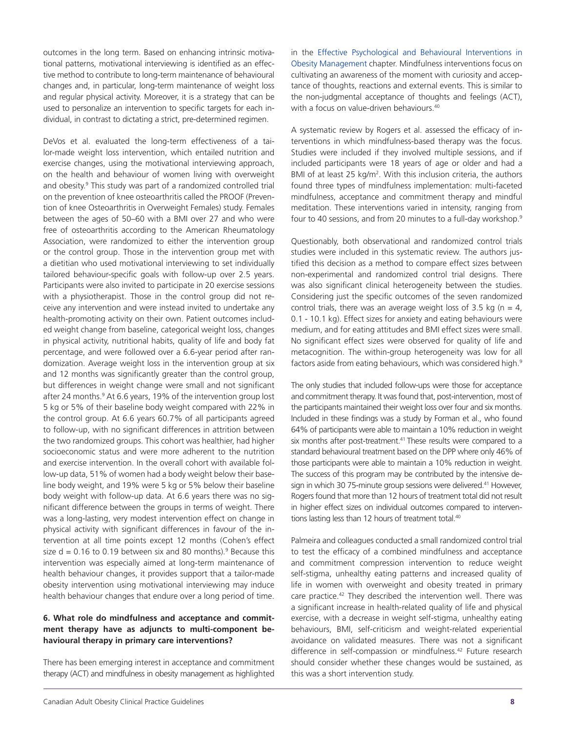outcomes in the long term. Based on enhancing intrinsic motivational patterns, motivational interviewing is identified as an effective method to contribute to long-term maintenance of behavioural changes and, in particular, long-term maintenance of weight loss and regular physical activity. Moreover, it is a strategy that can be used to personalize an intervention to specific targets for each individual, in contrast to dictating a strict, pre-determined regimen.

DeVos et al. evaluated the long-term effectiveness of a tailor-made weight loss intervention, which entailed nutrition and exercise changes, using the motivational interviewing approach, on the health and behaviour of women living with overweight and obesity.[9] This study was part of a randomized controlled trial on the prevention of knee osteoarthritis called the PROOF (Prevention of knee Osteoarthritis in Overweight Females) study. Females between the ages of 50–60 with a BMI over 27 and who were free of osteoarthritis according to the American Rheumatology Association, were randomized to either the intervention group or the control group. Those in the intervention group met with a dietitian who used motivational interviewing to set individually tailored behaviour-specific goals with follow-up over 2.5 years. Participants were also invited to participate in 20 exercise sessions with a physiotherapist. Those in the control group did not receive any intervention and were instead invited to undertake any health-promoting activity on their own. Patient outcomes included weight change from baseline, categorical weight loss, changes in physical activity, nutritional habits, quality of life and body fat percentage, and were followed over a 6.6-year period after randomization. Average weight loss in the intervention group at six and 12 months was significantly greater than the control group, but differences in weight change were small and not significant after 24 months.[9] At 6.6 years, 19% of the intervention group lost 5 kg or 5% of their baseline body weight compared with 22% in the control group. At 6.6 years 60.7% of all participants agreed to follow-up, with no significant differences in attrition between the two randomized groups. This cohort was healthier, had higher socioeconomic status and were more adherent to the nutrition and exercise intervention. In the overall cohort with available follow-up data, 51% of women had a body weight below their baseline body weight, and 19% were 5 kg or 5% below their baseline body weight with follow-up data. At 6.6 years there was no significant difference between the groups in terms of weight. There was a long-lasting, very modest intervention effect on change in physical activity with significant differences in favour of the intervention at all time points except 12 months (Cohen's effect size $d = 0.16$ to $0.19$ between six and 80 months).[9] Because this intervention was especially aimed at long-term maintenance of health behaviour changes, it provides support that a tailor-made obesity intervention using motivational interviewing may induce health behaviour changes that endure over a long period of time.

**6. What role do mindfulness and acceptance and commitment therapy have as adjuncts to multi-component behavioural therapy in primary care interventions?**

There has been emerging interest in acceptance and commitment therapy (ACT) and mindfulness in obesity management as highlighted in the Effective Psychological and Behavioural Interventions in Obesity Management chapter. Mindfulness interventions focus on cultivating an awareness of the moment with curiosity and acceptance of thoughts, reactions and external events. This is similar to the non-judgmental acceptance of thoughts and feelings (ACT), with a focus on value-driven behaviours.[40]

A systematic review by Rogers et al. assessed the efficacy of interventions in which mindfulness-based therapy was the focus. Studies were included if they involved multiple sessions, and if included participants were 18 years of age or older and had a BMI of at least 25 kg/m$^2$. With this inclusion criteria, the authors found three types of mindfulness implementation: multi-faceted mindfulness, acceptance and commitment therapy and mindful meditation. These interventions varied in intensity, ranging from four to 40 sessions, and from 20 minutes to a full-day workshop.[9]

Questionably, both observational and randomized control trials studies were included in this systematic review. The authors justified this decision as a method to compare effect sizes between non-experimental and randomized control trial designs. There was also significant clinical heterogeneity between the studies. Considering just the specific outcomes of the seven randomized control trials, there was an average weight loss of 3.5 kg ($n = 4$, 0.1 - 10.1 kg). Effect sizes for anxiety and eating behaviours were medium, and for eating attitudes and BMI effect sizes were small. No significant effect sizes were observed for quality of life and metacognition. The within-group heterogeneity was low for all factors aside from eating behaviours, which was considered high.[9]

The only studies that included follow-ups were those for acceptance and commitment therapy. It was found that, post-intervention, most of the participants maintained their weight loss over four and six months. Included in these findings was a study by Forman et al., who found 64% of participants were able to maintain a 10% reduction in weight six months after post-treatment.[41] These results were compared to a standard behavioural treatment based on the DPP where only 46% of those participants were able to maintain a 10% reduction in weight. The success of this program may be contributed by the intensive design in which 30 75-minute group sessions were delivered.[41] However, Rogers found that more than 12 hours of treatment total did not result in higher effect sizes on individual outcomes compared to interventions lasting less than 12 hours of treatment total.[40]

Palmeira and colleagues conducted a small randomized control trial to test the efficacy of a combined mindfulness and acceptance and commitment compression intervention to reduce weight self-stigma, unhealthy eating patterns and increased quality of life in women with overweight and obesity treated in primary care practice.[42] They described the intervention well. There was a significant increase in health-related quality of life and physical exercise, with a decrease in weight self-stigma, unhealthy eating behaviours, BMI, self-criticism and weight-related experiential avoidance on validated measures. There was not a significant difference in self-compassion or mindfulness.[42] Future research should consider whether these changes would be sustained, as this was a short intervention study.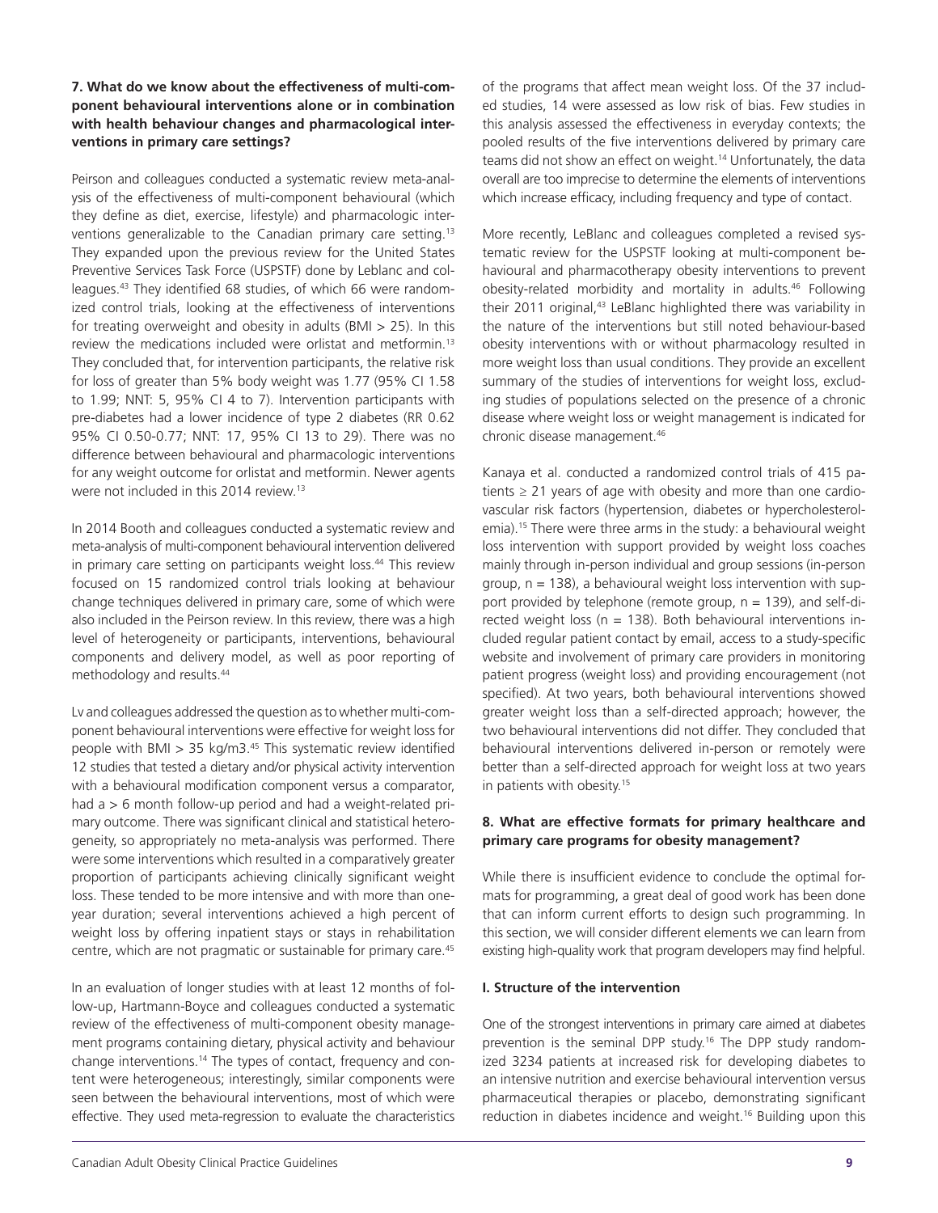**7. What do we know about the effectiveness of multi-component behavioural interventions alone or in combination with health behaviour changes and pharmacological interventions in primary care settings?**

Peirson and colleagues conducted a systematic review meta-analysis of the effectiveness of multi-component behavioural (which they define as diet, exercise, lifestyle) and pharmacologic interventions generalizable to the Canadian primary care setting.[13] They expanded upon the previous review for the United States Preventive Services Task Force (USPSTF) done by Leblanc and colleagues.[43] They identified 68 studies, of which 66 were randomized control trials, looking at the effectiveness of interventions for treating overweight and obesity in adults (BMI > 25). In this review the medications included were orlistat and metformin.[13] They concluded that, for intervention participants, the relative risk for loss of greater than 5% body weight was 1.77 (95% CI 1.58 to 1.99; NNT: 5, 95% CI 4 to 7). Intervention participants with pre-diabetes had a lower incidence of type 2 diabetes (RR 0.62 95% CI 0.50-0.77; NNT: 17, 95% CI 13 to 29). There was no difference between behavioural and pharmacologic interventions for any weight outcome for orlistat and metformin. Newer agents were not included in this 2014 review.[13]

In 2014 Booth and colleagues conducted a systematic review and meta-analysis of multi-component behavioural intervention delivered in primary care setting on participants weight loss.[44] This review focused on 15 randomized control trials looking at behaviour change techniques delivered in primary care, some of which were also included in the Peirson review. In this review, there was a high level of heterogeneity or participants, interventions, behavioural components and delivery model, as well as poor reporting of methodology and results.[44]

Lv and colleagues addressed the question as to whether multi-component behavioural interventions were effective for weight loss for people with BMI > 35 kg/m3.[45] This systematic review identified 12 studies that tested a dietary and/or physical activity intervention with a behavioural modification component versus a comparator, had a > 6 month follow-up period and had a weight-related primary outcome. There was significant clinical and statistical heterogeneity, so appropriately no meta-analysis was performed. There were some interventions which resulted in a comparatively greater proportion of participants achieving clinically significant weight loss. These tended to be more intensive and with more than one-year duration; several interventions achieved a high percent of weight loss by offering inpatient stays or stays in rehabilitation centre, which are not pragmatic or sustainable for primary care.[45]

In an evaluation of longer studies with at least 12 months of follow-up, Hartmann-Boyce and colleagues conducted a systematic review of the effectiveness of multi-component obesity management programs containing dietary, physical activity and behaviour change interventions.[14] The types of contact, frequency and content were heterogeneous; interestingly, similar components were seen between the behavioural interventions, most of which were effective. They used meta-regression to evaluate the characteristics of the programs that affect mean weight loss. Of the 37 included studies, 14 were assessed as low risk of bias. Few studies in this analysis assessed the effectiveness in everyday contexts; the pooled results of the five interventions delivered by primary care teams did not show an effect on weight.[14] Unfortunately, the data overall are too imprecise to determine the elements of interventions which increase efficacy, including frequency and type of contact.

More recently, LeBlanc and colleagues completed a revised systematic review for the USPSTF looking at multi-component behavioural and pharmacotherapy obesity interventions to prevent obesity-related morbidity and mortality in adults.[46] Following their 2011 original,[43] LeBlanc highlighted there was variability in the nature of the interventions but still noted behaviour-based obesity interventions with or without pharmacology resulted in more weight loss than usual conditions. They provide an excellent summary of the studies of interventions for weight loss, excluding studies of populations selected on the presence of a chronic disease where weight loss or weight management is indicated for chronic disease management.[46]

Kanaya et al. conducted a randomized control trials of 415 patients ≥ 21 years of age with obesity and more than one cardiovascular risk factors (hypertension, diabetes or hypercholesterolemia).[15] There were three arms in the study: a behavioural weight loss intervention with support provided by weight loss coaches mainly through in-person individual and group sessions (in-person group, n = 138), a behavioural weight loss intervention with support provided by telephone (remote group, n = 139), and self-directed weight loss (n = 138). Both behavioural interventions included regular patient contact by email, access to a study-specific website and involvement of primary care providers in monitoring patient progress (weight loss) and providing encouragement (not specified). At two years, both behavioural interventions showed greater weight loss than a self-directed approach; however, the two behavioural interventions did not differ. They concluded that behavioural interventions delivered in-person or remotely were better than a self-directed approach for weight loss at two years in patients with obesity.[15]

**8. What are effective formats for primary healthcare and primary care programs for obesity management?**

While there is insufficient evidence to conclude the optimal formats for programming, a great deal of good work has been done that can inform current efforts to design such programming. In this section, we will consider different elements we can learn from existing high-quality work that program developers may find helpful.

**I. Structure of the intervention**

One of the strongest interventions in primary care aimed at diabetes prevention is the seminal DPP study.[16] The DPP study randomized 3234 patients at increased risk for developing diabetes to an intensive nutrition and exercise behavioural intervention versus pharmaceutical therapies or placebo, demonstrating significant reduction in diabetes incidence and weight.[16] Building upon this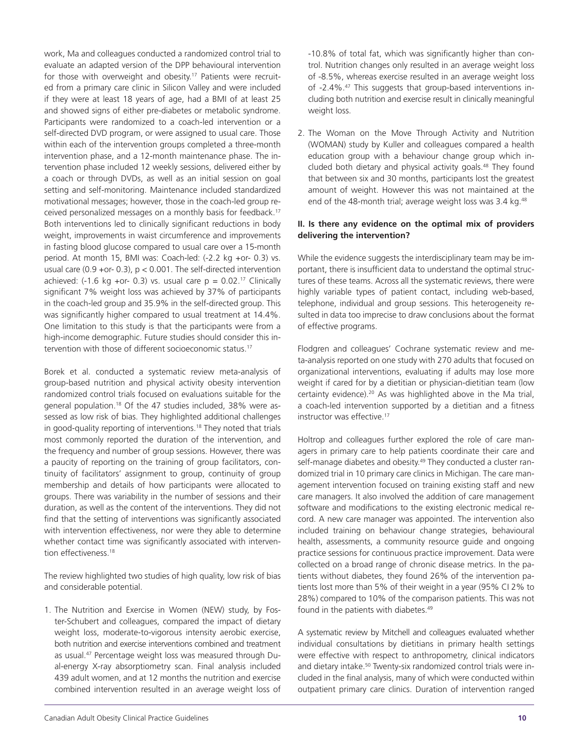work, Ma and colleagues conducted a randomized control trial to evaluate an adapted version of the DPP behavioural intervention for those with overweight and obesity.[17] Patients were recruited from a primary care clinic in Silicon Valley and were included if they were at least 18 years of age, had a BMI of at least 25 and showed signs of either pre-diabetes or metabolic syndrome. Participants were randomized to a coach-led intervention or a self-directed DVD program, or were assigned to usual care. Those within each of the intervention groups completed a three-month intervention phase, and a 12-month maintenance phase. The intervention phase included 12 weekly sessions, delivered either by a coach or through DVDs, as well as an initial session on goal setting and self-monitoring. Maintenance included standardized motivational messages; however, those in the coach-led group received personalized messages on a monthly basis for feedback.[17] Both interventions led to clinically significant reductions in body weight, improvements in waist circumference and improvements in fasting blood glucose compared to usual care over a 15-month period. At month 15, BMI was: Coach-led: (-2.2 kg +or- 0.3) vs. usual care (0.9 +or- 0.3), $p < 0.001$. The self-directed intervention achieved: (-1.6 kg +or- 0.3) vs. usual care $p = 0.02$.[17] Clinically significant 7% weight loss was achieved by 37% of participants in the coach-led group and 35.9% in the self-directed group. This was significantly higher compared to usual treatment at 14.4%. One limitation to this study is that the participants were from a high-income demographic. Future studies should consider this intervention with those of different socioeconomic status.[17]

Borek et al. conducted a systematic review meta-analysis of group-based nutrition and physical activity obesity intervention randomized control trials focused on evaluations suitable for the general population.[18] Of the 47 studies included, 38% were assessed as low risk of bias. They highlighted additional challenges in good-quality reporting of interventions.[18] They noted that trials most commonly reported the duration of the intervention, and the frequency and number of group sessions. However, there was a paucity of reporting on the training of group facilitators, continuity of facilitators' assignment to group, continuity of group membership and details of how participants were allocated to groups. There was variability in the number of sessions and their duration, as well as the content of the interventions. They did not find that the setting of interventions was significantly associated with intervention effectiveness, nor were they able to determine whether contact time was significantly associated with intervention effectiveness.[18]

The review highlighted two studies of high quality, low risk of bias and considerable potential.

1. The Nutrition and Exercise in Women (NEW) study, by Foster-Schubert and colleagues, compared the impact of dietary weight loss, moderate-to-vigorous intensity aerobic exercise, both nutrition and exercise interventions combined and treatment as usual.[47] Percentage weight loss was measured through Dual-energy X-ray absorptiometry scan. Final analysis included 439 adult women, and at 12 months the nutrition and exercise combined intervention resulted in an average weight loss of -10.8% of total fat, which was significantly higher than control. Nutrition changes only resulted in an average weight loss of -8.5%, whereas exercise resulted in an average weight loss of -2.4%.[47] This suggests that group-based interventions including both nutrition and exercise result in clinically meaningful weight loss.

2. The Woman on the Move Through Activity and Nutrition (WOMAN) study by Kuller and colleagues compared a health education group with a behaviour change group which included both dietary and physical activity goals.[48] They found that between six and 30 months, participants lost the greatest amount of weight. However this was not maintained at the end of the 48-month trial; average weight loss was 3.4 kg.[48]

### II. Is there any evidence on the optimal mix of providers delivering the intervention?

While the evidence suggests the interdisciplinary team may be important, there is insufficient data to understand the optimal structures of these teams. Across all the systematic reviews, there were highly variable types of patient contact, including web-based, telephone, individual and group sessions. This heterogeneity resulted in data too imprecise to draw conclusions about the format of effective programs.

Flodgren and colleagues' Cochrane systematic review and meta-analysis reported on one study with 270 adults that focused on organizational interventions, evaluating if adults may lose more weight if cared for by a dietitian or physician-dietitian team (low certainty evidence).[20] As was highlighted above in the Ma trial, a coach-led intervention supported by a dietitian and a fitness instructor was effective.[17]

Holtrop and colleagues further explored the role of care managers in primary care to help patients coordinate their care and self-manage diabetes and obesity.[49] They conducted a cluster randomized trial in 10 primary care clinics in Michigan. The care management intervention focused on training existing staff and new care managers. It also involved the addition of care management software and modifications to the existing electronic medical record. A new care manager was appointed. The intervention also included training on behaviour change strategies, behavioural health, assessments, a community resource guide and ongoing practice sessions for continuous practice improvement. Data were collected on a broad range of chronic disease metrics. In the patients without diabetes, they found 26% of the intervention patients lost more than 5% of their weight in a year (95% CI 2% to 28%) compared to 10% of the comparison patients. This was not found in the patients with diabetes.[49]

A systematic review by Mitchell and colleagues evaluated whether individual consultations by dietitians in primary health settings were effective with respect to anthropometry, clinical indicators and dietary intake.[50] Twenty-six randomized control trials were included in the final analysis, many of which were conducted within outpatient primary care clinics. Duration of intervention ranged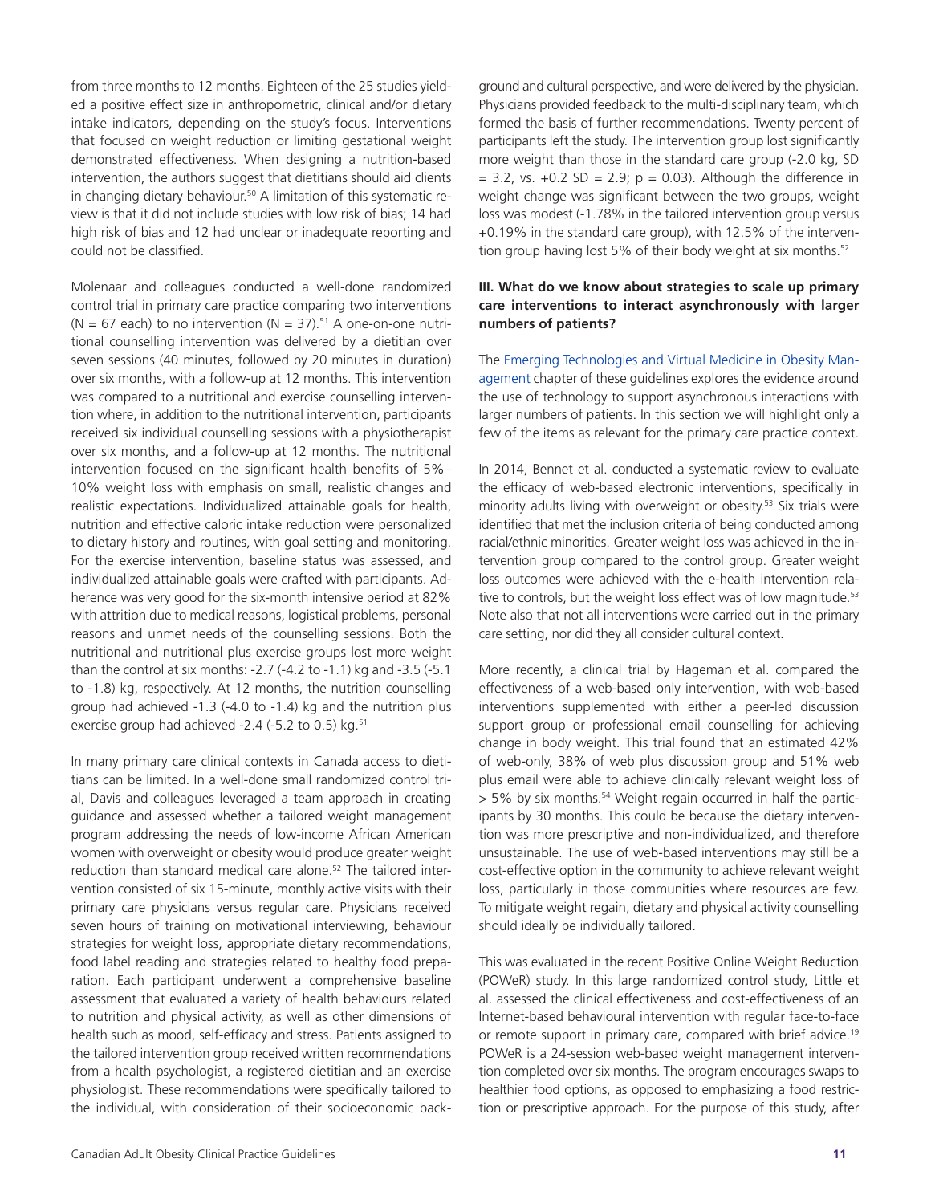from three months to 12 months. Eighteen of the 25 studies yielded a positive effect size in anthropometric, clinical and/or dietary intake indicators, depending on the study's focus. Interventions that focused on weight reduction or limiting gestational weight demonstrated effectiveness. When designing a nutrition-based intervention, the authors suggest that dietitians should aid clients in changing dietary behaviour.[50] A limitation of this systematic review is that it did not include studies with low risk of bias; 14 had high risk of bias and 12 had unclear or inadequate reporting and could not be classified.

Molenaar and colleagues conducted a well-done randomized control trial in primary care practice comparing two interventions (N = 67 each) to no intervention (N = 37).[51] A one-on-one nutritional counselling intervention was delivered by a dietitian over seven sessions (40 minutes, followed by 20 minutes in duration) over six months, with a follow-up at 12 months. This intervention was compared to a nutritional and exercise counselling intervention where, in addition to the nutritional intervention, participants received six individual counselling sessions with a physiotherapist over six months, and a follow-up at 12 months. The nutritional intervention focused on the significant health benefits of 5%–10% weight loss with emphasis on small, realistic changes and realistic expectations. Individualized attainable goals for health, nutrition and effective caloric intake reduction were personalized to dietary history and routines, with goal setting and monitoring. For the exercise intervention, baseline status was assessed, and individualized attainable goals were crafted with participants. Adherence was very good for the six-month intensive period at 82% with attrition due to medical reasons, logistical problems, personal reasons and unmet needs of the counselling sessions. Both the nutritional and nutritional plus exercise groups lost more weight than the control at six months: -2.7 (-4.2 to -1.1) kg and -3.5 (-5.1 to -1.8) kg, respectively. At 12 months, the nutrition counselling group had achieved -1.3 (-4.0 to -1.4) kg and the nutrition plus exercise group had achieved -2.4 (-5.2 to 0.5) kg.[51]

In many primary care clinical contexts in Canada access to dietitians can be limited. In a well-done small randomized control trial, Davis and colleagues leveraged a team approach in creating guidance and assessed whether a tailored weight management program addressing the needs of low-income African American women with overweight or obesity would produce greater weight reduction than standard medical care alone.[52] The tailored intervention consisted of six 15-minute, monthly active visits with their primary care physicians versus regular care. Physicians received seven hours of training on motivational interviewing, behaviour strategies for weight loss, appropriate dietary recommendations, food label reading and strategies related to healthy food preparation. Each participant underwent a comprehensive baseline assessment that evaluated a variety of health behaviours related to nutrition and physical activity, as well as other dimensions of health such as mood, self-efficacy and stress. Patients assigned to the tailored intervention group received written recommendations from a health psychologist, a registered dietitian and an exercise physiologist. These recommendations were specifically tailored to the individual, with consideration of their socioeconomic background and cultural perspective, and were delivered by the physician. Physicians provided feedback to the multi-disciplinary team, which formed the basis of further recommendations. Twenty percent of participants left the study. The intervention group lost significantly more weight than those in the standard care group (-2.0 kg, SD = 3.2, vs. +0.2 SD = 2.9; $p = 0.03$). Although the difference in weight change was significant between the two groups, weight loss was modest (-1.78% in the tailored intervention group versus +0.19% in the standard care group), with 12.5% of the intervention group having lost 5% of their body weight at six months.[52]

### III. What do we know about strategies to scale up primary care interventions to interact asynchronously with larger numbers of patients?

The Emerging Technologies and Virtual Medicine in Obesity Management chapter of these guidelines explores the evidence around the use of technology to support asynchronous interactions with larger numbers of patients. In this section we will highlight only a few of the items as relevant for the primary care practice context.

In 2014, Bennet et al. conducted a systematic review to evaluate the efficacy of web-based electronic interventions, specifically in minority adults living with overweight or obesity.[53] Six trials were identified that met the inclusion criteria of being conducted among racial/ethnic minorities. Greater weight loss was achieved in the intervention group compared to the control group. Greater weight loss outcomes were achieved with the e-health intervention relative to controls, but the weight loss effect was of low magnitude.[53] Note also that not all interventions were carried out in the primary care setting, nor did they all consider cultural context.

More recently, a clinical trial by Hageman et al. compared the effectiveness of a web-based only intervention, with web-based interventions supplemented with either a peer-led discussion support group or professional email counselling for achieving change in body weight. This trial found that an estimated 42% of web-only, 38% of web plus discussion group and 51% web plus email were able to achieve clinically relevant weight loss of > 5% by six months.[54] Weight regain occurred in half the participants by 30 months. This could be because the dietary intervention was more prescriptive and non-individualized, and therefore unsustainable. The use of web-based interventions may still be a cost-effective option in the community to achieve relevant weight loss, particularly in those communities where resources are few. To mitigate weight regain, dietary and physical activity counselling should ideally be individually tailored.

This was evaluated in the recent Positive Online Weight Reduction (POWeR) study. In this large randomized control study, Little et al. assessed the clinical effectiveness and cost-effectiveness of an Internet-based behavioural intervention with regular face-to-face or remote support in primary care, compared with brief advice.[19] POWeR is a 24-session web-based weight management intervention completed over six months. The program encourages swaps to healthier food options, as opposed to emphasizing a food restriction or prescriptive approach. For the purpose of this study, after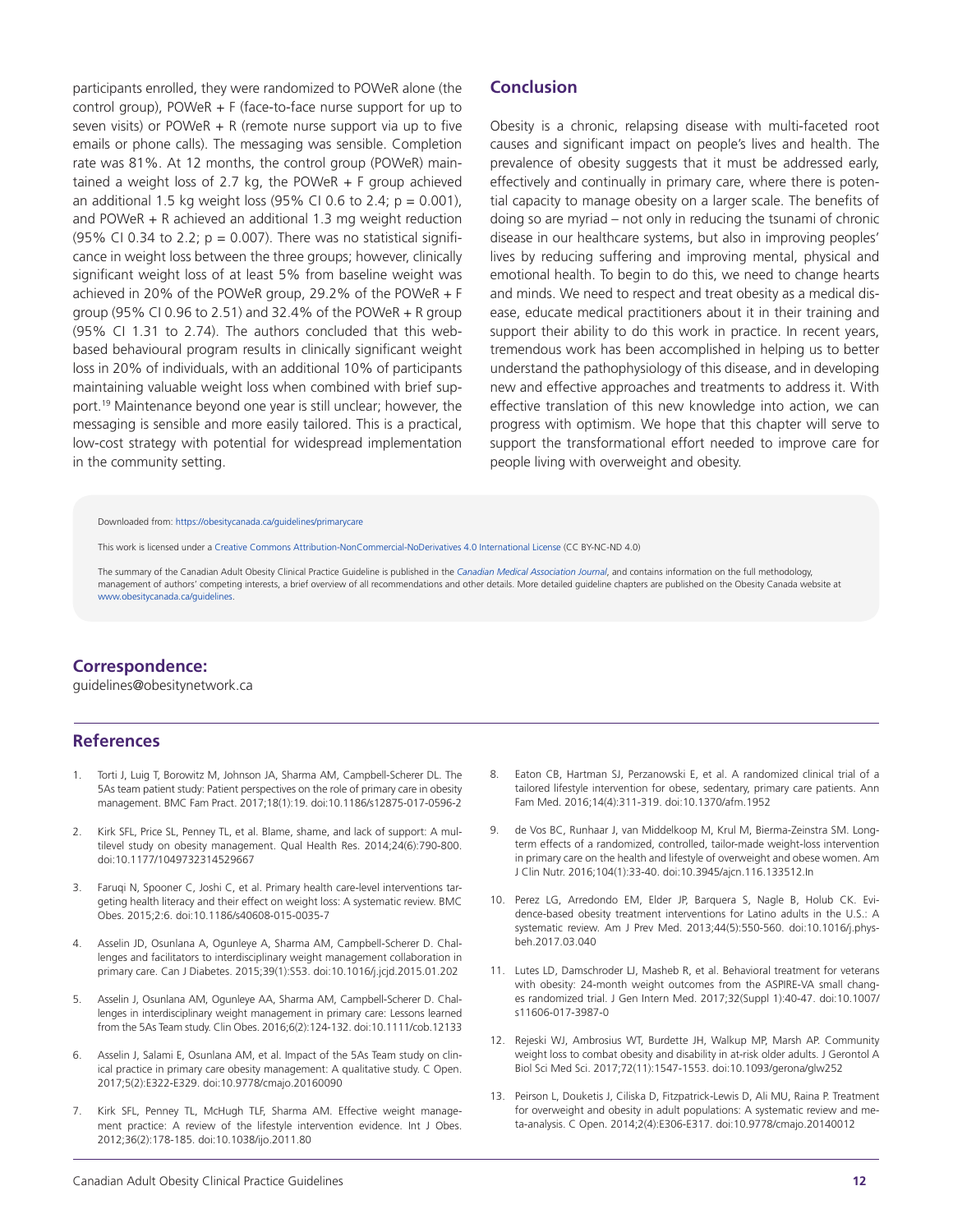participants enrolled, they were randomized to POWeR alone (the control group), POWeR + F (face-to-face nurse support for up to seven visits) or POWeR + R (remote nurse support via up to five emails or phone calls). The messaging was sensible. Completion rate was 81%. At 12 months, the control group (POWeR) maintained a weight loss of 2.7 kg, the POWeR + F group achieved an additional 1.5 kg weight loss (95% CI 0.6 to 2.4; p = 0.001), and POWeR + R achieved an additional 1.3 mg weight reduction (95% CI 0.34 to 2.2; p = 0.007). There was no statistical significance in weight loss between the three groups; however, clinically significant weight loss of at least 5% from baseline weight was achieved in 20% of the POWeR group, 29.2% of the POWeR + F group (95% CI 0.96 to 2.51) and 32.4% of the POWeR + R group (95% CI 1.31 to 2.74). The authors concluded that this web-based behavioural program results in clinically significant weight loss in 20% of individuals, with an additional 10% of participants maintaining valuable weight loss when combined with brief support.[19] Maintenance beyond one year is still unclear; however, the messaging is sensible and more easily tailored. This is a practical, low-cost strategy with potential for widespread implementation in the community setting.

## Conclusion

Obesity is a chronic, relapsing disease with multi-faceted root causes and significant impact on people's lives and health. The prevalence of obesity suggests that it must be addressed early, effectively and continually in primary care, where there is potential capacity to manage obesity on a larger scale. The benefits of doing so are myriad – not only in reducing the tsunami of chronic disease in our healthcare systems, but also in improving peoples' lives by reducing suffering and improving mental, physical and emotional health. To begin to do this, we need to change hearts and minds. We need to respect and treat obesity as a medical disease, educate medical practitioners about it in their training and support their ability to do this work in practice. In recent years, tremendous work has been accomplished in helping us to better understand the pathophysiology of this disease, and in developing new and effective approaches and treatments to address it. With effective translation of this new knowledge into action, we can progress with optimism. We hope that this chapter will serve to support the transformational effort needed to improve care for people living with overweight and obesity.

Downloaded from: https://obesitycanada.ca/guidelines/primarycare

This work is licensed under a Creative Commons Attribution-NonCommercial-NoDerivatives 4.0 International License (CC BY-NC-ND 4.0)

The summary of the Canadian Adult Obesity Clinical Practice Guideline is published in the *Canadian Medical Association Journal*, and contains information on the full methodology, management of authors' competing interests, a brief overview of all recommendations and other details. More detailed guideline chapters are published on the Obesity Canada website at www.obesitycanada.ca/guidelines.

## Correspondence:

guidelines@obesitynetwork.ca

## References

1. Torti J, Luig T, Borowitz M, Johnson JA, Sharma AM, Campbell-Scherer DL. The 5As team patient study: Patient perspectives on the role of primary care in obesity management. BMC Fam Pract. 2017;18(1):19. doi:10.1186/s12875-017-0596-2
2. Kirk SFL, Price SL, Penney TL, et al. Blame, shame, and lack of support: A multilevel study on obesity management. Qual Health Res. 2014;24(6):790-800. doi:10.1177/1049732314529667
3. Faruqi N, Spooner C, Joshi C, et al. Primary health care-level interventions targeting health literacy and their effect on weight loss: A systematic review. BMC Obes. 2015;2:6. doi:10.1186/s40608-015-0035-7
4. Asselin JD, Osunlana A, Ogunleye A, Sharma AM, Campbell-Scherer D. Challenges and facilitators to interdisciplinary weight management collaboration in primary care. Can J Diabetes. 2015;39(1):S53. doi:10.1016/j.jcjd.2015.01.202
5. Asselin J, Osunlana AM, Ogunleye AA, Sharma AM, Campbell-Scherer D. Challenges in interdisciplinary weight management in primary care: Lessons learned from the 5As Team study. Clin Obes. 2016;6(2):124-132. doi:10.1111/cob.12133
6. Asselin J, Salami E, Osunlana AM, et al. Impact of the 5As Team study on clinical practice in primary care obesity management: A qualitative study. C Open. 2017;5(2):E322-E329. doi:10.9778/cmajo.20160090
7. Kirk SFL, Penney TL, McHugh TLF, Sharma AM. Effective weight management practice: A review of the lifestyle intervention evidence. Int J Obes. 2012;36(2):178-185. doi:10.1038/ijo.2011.80
8. Eaton CB, Hartman SJ, Perzanowski E, et al. A randomized clinical trial of a tailored lifestyle intervention for obese, sedentary, primary care patients. Ann Fam Med. 2016;14(4):311-319. doi:10.1370/afm.1952
9. de Vos BC, Runhaar J, van Middelkoop M, Krul M, Bierma-Zeinstra SM. Long-term effects of a randomized, controlled, tailor-made weight-loss intervention in primary care on the health and lifestyle of overweight and obese women. Am J Clin Nutr. 2016;104(1):33-40. doi:10.3945/ajcn.116.133512.In
10. Perez LG, Arredondo EM, Elder JP, Barquera S, Nagle B, Holub CK. Evidence-based obesity treatment interventions for Latino adults in the U.S.: A systematic review. Am J Prev Med. 2013;44(5):550-560. doi:10.1016/j.physbeh.2017.03.040
11. Lutes LD, Damschroder LJ, Masheb R, et al. Behavioral treatment for veterans with obesity: 24-month weight outcomes from the ASPIRE-VA small changes randomized trial. J Gen Intern Med. 2017;32(Suppl 1):40-47. doi:10.1007/s11606-017-3987-0
12. Rejeski WJ, Ambrosius WT, Burdette JH, Walkup MP, Marsh AP. Community weight loss to combat obesity and disability in at-risk older adults. J Gerontol A Biol Sci Med Sci. 2017;72(11):1547-1553. doi:10.1093/gerona/glw252
13. Peirson L, Douketis J, Ciliska D, Fitzpatrick-Lewis D, Ali MU, Raina P. Treatment for overweight and obesity in adult populations: A systematic review and meta-analysis. C Open. 2014;2(4):E306-E317. doi:10.9778/cmajo.20140012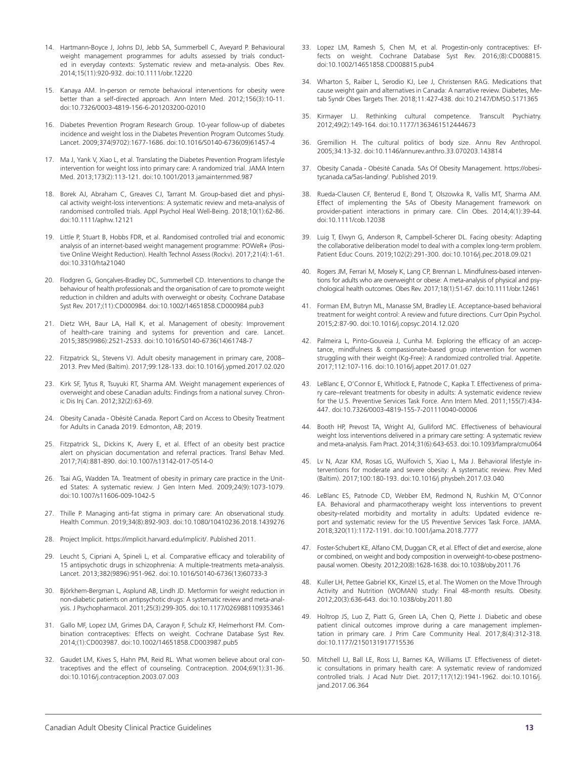14. Hartmann-Boyce J, Johns DJ, Jebb SA, Summerbell C, Aveyard P. Behavioural weight management programmes for adults assessed by trials conducted in everyday contexts: Systematic review and meta-analysis. Obes Rev. 2014;15(11):920-932. doi:10.1111/obr.12220

15. Kanaya AM. In-person or remote behavioral interventions for obesity were better than a self-directed approach. Ann Intern Med. 2012;156(3):10-11. doi:10.7326/0003-4819-156-6-201203200-02010

16. Diabetes Prevention Program Research Group. 10-year follow-up of diabetes incidence and weight loss in the Diabetes Prevention Program Outcomes Study. Lancet. 2009;374(9702):1677-1686. doi:10.1016/S0140-6736(09)61457-4

17. Ma J, Yank V, Xiao L, et al. Translating the Diabetes Prevention Program lifestyle intervention for weight loss into primary care: A randomized trial. JAMA Intern Med. 2013;173(2):113-121. doi:10.1001/2013.jamainternmed.987

18. Borek AJ, Abraham C, Greaves CJ, Tarrant M. Group-based diet and physical activity weight-loss interventions: A systematic review and meta-analysis of randomised controlled trials. Appl Psychol Heal Well-Being. 2018;10(1):62-86. doi:10.1111/aphw.12121

19. Little P, Stuart B, Hobbs FDR, et al. Randomised controlled trial and economic analysis of an internet-based weight management programme: POWeR+ (Positive Online Weight Reduction). Health Technol Assess (Rockv). 2017;21(4):1-61. doi:10.3310/hta21040

20. Flodgren G, Gonçalves-Bradley DC, Summerbell CD. Interventions to change the behaviour of health professionals and the organisation of care to promote weight reduction in children and adults with overweight or obesity. Cochrane Database Syst Rev. 2017;(11):CD000984. doi:10.1002/14651858.CD000984.pub3

21. Dietz WH, Baur LA, Hall K, et al. Management of obesity: Improvement of health-care training and systems for prevention and care. Lancet. 2015;385(9986):2521-2533. doi:10.1016/S0140-6736(14)61748-7

22. Fitzpatrick SL, Stevens VJ. Adult obesity management in primary care, 2008–2013. Prev Med (Baltim). 2017;99:128-133. doi:10.1016/j.ypmed.2017.02.020

23. Kirk SF, Tytus R, Tsuyuki RT, Sharma AM. Weight management experiences of overweight and obese Canadian adults: Findings from a national survey. Chronic Dis Inj Can. 2012;32(2):63-69.

24. Obesity Canada - Obésité Canada. Report Card on Access to Obesity Treatment for Adults in Canada 2019. Edmonton, AB; 2019.

25. Fitzpatrick SL, Dickins K, Avery E, et al. Effect of an obesity best practice alert on physician documentation and referral practices. Transl Behav Med. 2017;7(4):881-890. doi:10.1007/s13142-017-0514-0

26. Tsai AG, Wadden TA. Treatment of obesity in primary care practice in the United States: A systematic review. J Gen Intern Med. 2009;24(9):1073-1079. doi:10.1007/s11606-009-1042-5

27. Thille P. Managing anti-fat stigma in primary care: An observational study. Health Commun. 2019;34(8):892-903. doi:10.1080/10410236.2018.1439276

28. Project Implicit. https://implicit.harvard.edu/implicit/. Published 2011.

29. Leucht S, Cipriani A, Spineli L, et al. Comparative efficacy and tolerability of 15 antipsychotic drugs in schizophrenia: A multiple-treatments meta-analysis. Lancet. 2013;382(9896):951-962. doi:10.1016/S0140-6736(13)60733-3

30. Björkhem-Bergman L, Asplund AB, Lindh JD. Metformin for weight reduction in non-diabetic patients on antipsychotic drugs: A systematic review and meta-analysis. J Psychopharmacol. 2011;25(3):299-305. doi:10.1177/0269881109353461

31. Gallo MF, Lopez LM, Grimes DA, Carayon F, Schulz KF, Helmerhorst FM. Combination contraceptives: Effects on weight. Cochrane Database Syst Rev. 2014;(1):CD003987. doi:10.1002/14651858.CD003987.pub5

32. Gaudet LM, Kives S, Hahn PM, Reid RL. What women believe about oral contraceptives and the effect of counseling. Contraception. 2004;69(1):31-36. doi:10.1016/j.contraception.2003.07.003

33. Lopez LM, Ramesh S, Chen M, et al. Progestin-only contraceptives: Effects on weight. Cochrane Database Syst Rev. 2016;(8):CD008815. doi:10.1002/14651858.CD008815.pub4

34. Wharton S, Raiber L, Serodio KJ, Lee J, Christensen RAG. Medications that cause weight gain and alternatives in Canada: A narrative review. Diabetes, Metab Syndr Obes Targets Ther. 2018;11:427-438. doi:10.2147/DMSO.S171365

35. Kirmayer LJ. Rethinking cultural competence. Transcult Psychiatry. 2012;49(2):149-164. doi:10.1177/1363461512444673

36. Gremillion H. The cultural politics of body size. Annu Rev Anthropol. 2005;34:13-32. doi:10.1146/annurev.anthro.33.070203.143814

37. Obesity Canada - Obésité Canada. 5As Of Obesity Management. https://obesitycanada.ca/5as-landing/. Published 2019.

38. Rueda-Clausen CF, Benterud E, Bond T, Olszowka R, Vallis MT, Sharma AM. Effect of implementing the 5As of Obesity Management framework on provider-patient interactions in primary care. Clin Obes. 2014;4(1):39-44. doi:10.1111/cob.12038

39. Luig T, Elwyn G, Anderson R, Campbell-Scherer DL. Facing obesity: Adapting the collaborative deliberation model to deal with a complex long-term problem. Patient Educ Couns. 2019;102(2):291-300. doi:10.1016/j.pec.2018.09.021

40. Rogers JM, Ferrari M, Mosely K, Lang CP, Brennan L. Mindfulness-based interventions for adults who are overweight or obese: A meta-analysis of physical and psychological health outcomes. Obes Rev. 2017;18(1):51-67. doi:10.1111/obr.12461

41. Forman EM, Butryn ML, Manasse SM, Bradley LE. Acceptance-based behavioral treatment for weight control: A review and future directions. Curr Opin Psychol. 2015;2:87-90. doi:10.1016/j.copsyc.2014.12.020

42. Palmeira L, Pinto-Gouveia J, Cunha M. Exploring the efficacy of an acceptance, mindfulness & compassionate-based group intervention for women struggling with their weight (Kg-Free): A randomized controlled trial. Appetite. 2017;112:107-116. doi:10.1016/j.appet.2017.01.027

43. LeBlanc E, O'Connor E, Whitlock E, Patnode C, Kapka T. Effectiveness of primary care–relevant treatments for obesity in adults: A systematic evidence review for the U.S. Preventive Services Task Force. Ann Intern Med. 2011;155(7):434-447. doi:10.7326/0003-4819-155-7-201110040-00006

44. Booth HP, Prevost TA, Wright AJ, Gulliford MC. Effectiveness of behavioural weight loss interventions delivered in a primary care setting: A systematic review and meta-analysis. Fam Pract. 2014;31(6):643-653. doi:10.1093/fampra/cmu064

45. Lv N, Azar KM, Rosas LG, Wulfovich S, Xiao L, Ma J. Behavioral lifestyle interventions for moderate and severe obesity: A systematic review. Prev Med (Baltim). 2017;100:180-193. doi:10.1016/j.physbeh.2017.03.040

46. LeBlanc ES, Patnode CD, Webber EM, Redmond N, Rushkin M, O'Connor EA. Behavioral and pharmacotherapy weight loss interventions to prevent obesity-related morbidity and mortality in adults: Updated evidence report and systematic review for the US Preventive Services Task Force. JAMA. 2018;320(11):1172-1191. doi:10.1001/jama.2018.7777

47. Foster-Schubert KE, Alfano CM, Duggan CR, et al. Effect of diet and exercise, alone or combined, on weight and body composition in overweight-to-obese postmenopausal women. Obesity. 2012;20(8):1628-1638. doi:10.1038/oby.2011.76

48. Kuller LH, Pettee Gabriel KK, Kinzel LS, et al. The Women on the Move Through Activity and Nutrition (WOMAN) study: Final 48-month results. Obesity. 2012;20(3):636-643. doi:10.1038/oby.2011.80

49. Holtrop JS, Luo Z, Piatt G, Green LA, Chen Q, Piette J. Diabetic and obese patient clinical outcomes improve during a care management implementation in primary care. J Prim Care Community Heal. 2017;8(4):312-318. doi:10.1177/2150131917715536

50. Mitchell LJ, Ball LE, Ross LJ, Barnes KA, Williams LT. Effectiveness of dietetic consultations in primary health care: A systematic review of randomized controlled trials. J Acad Nutr Diet. 2017;117(12):1941-1962. doi:10.1016/j.jand.2017.06.364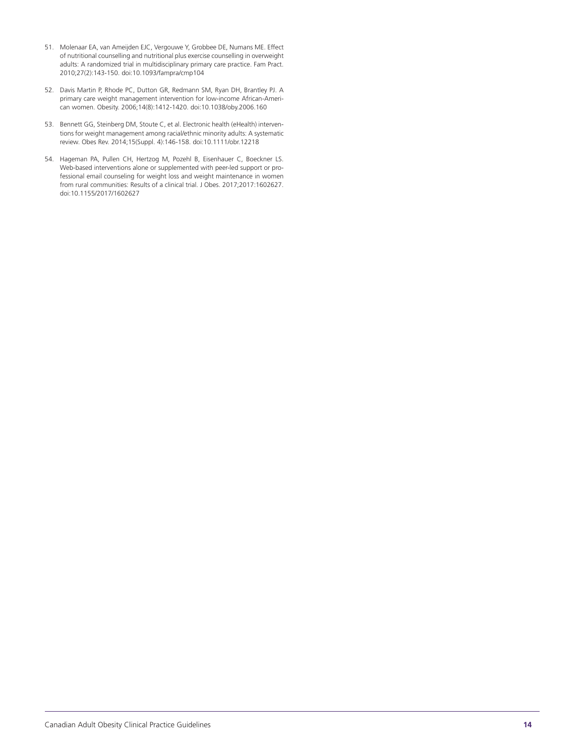51. Molenaar EA, van Ameijden EJC, Vergouwe Y, Grobbee DE, Numans ME. Effect of nutritional counselling and nutritional plus exercise counselling in overweight adults: A randomized trial in multidisciplinary primary care practice. Fam Pract. 2010;27(2):143-150. doi:10.1093/fampra/cmp104

52. Davis Martin P, Rhode PC, Dutton GR, Redmann SM, Ryan DH, Brantley PJ. A primary care weight management intervention for low-income African-American women. Obesity. 2006;14(8):1412-1420. doi:10.1038/oby.2006.160

53. Bennett GG, Steinberg DM, Stoute C, et al. Electronic health (eHealth) interventions for weight management among racial/ethnic minority adults: A systematic review. Obes Rev. 2014;15(Suppl. 4):146-158. doi:10.1111/obr.12218

54. Hageman PA, Pullen CH, Hertzog M, Pozehl B, Eisenhauer C, Boeckner LS. Web-based interventions alone or supplemented with peer-led support or professional email counseling for weight loss and weight maintenance in women from rural communities: Results of a clinical trial. J Obes. 2017;2017:1602627. doi:10.1155/2017/1602627